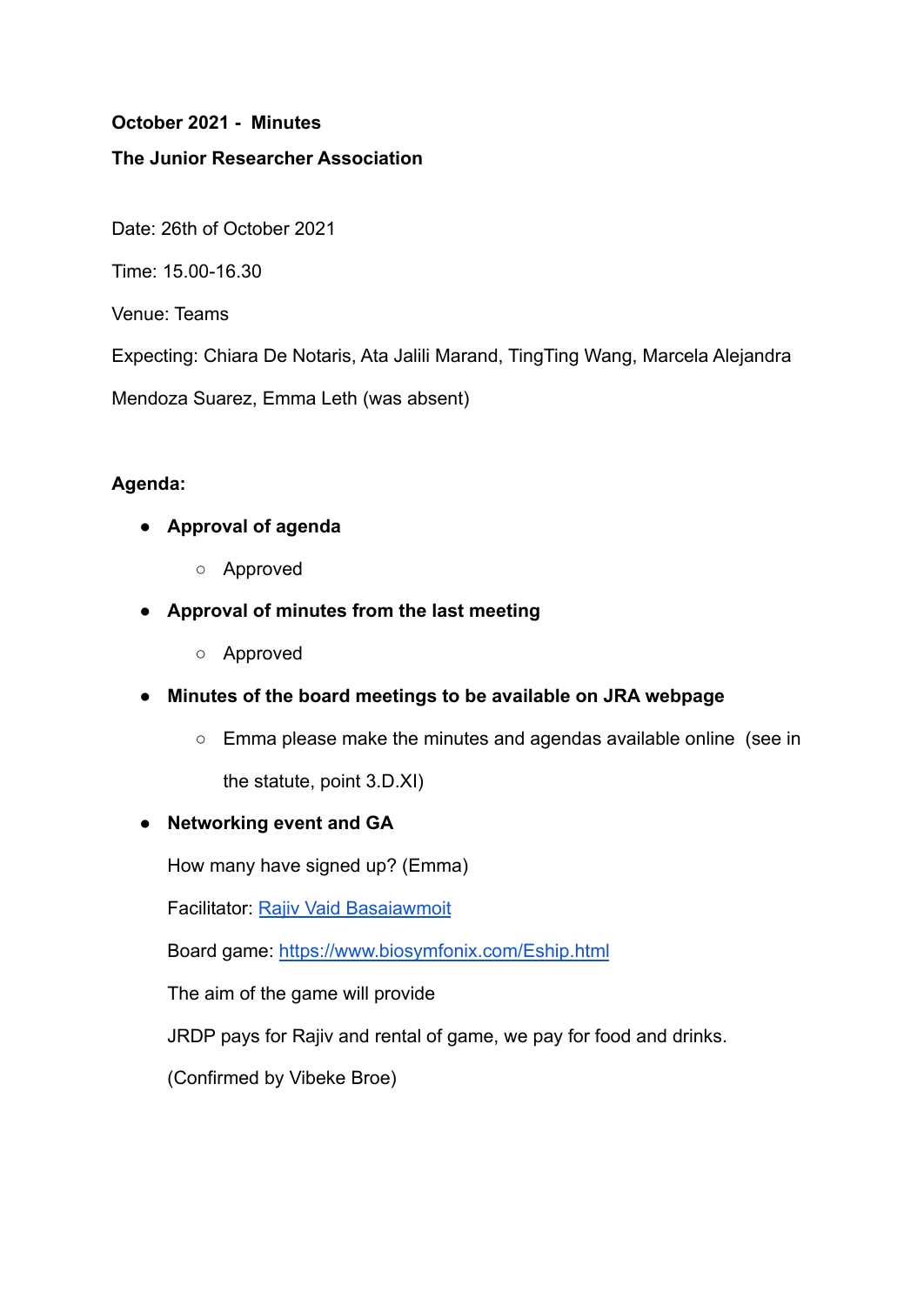**October 2021 - Minutes**

**The Junior Researcher Association**

Date: 26th of October 2021

Time: 15.00-16.30

Venue: Teams

Expecting: Chiara De Notaris, Ata Jalili Marand, TingTing Wang, Marcela Alejandra Mendoza Suarez, Emma Leth (was absent)

**Agenda:**

- **Approval of agenda**
  - Approved
- **Approval of minutes from the last meeting**
  - Approved
- **Minutes of the board meetings to be available on JRA webpage**
  - Emma please make the minutes and agendas available online (see in the statute, point 3.D.XI)
- **Networking event and GA**

  How many have signed up? (Emma)

  Facilitator: [Rajiv Vaid Basaiawmoit]()

  Board game: [https://www.biosymfonix.com/Eship.html](https://www.biosymfonix.com/Eship.html)

  The aim of the game will provide

  JRDP pays for Rajiv and rental of game, we pay for food and drinks.

  (Confirmed by Vibeke Broe)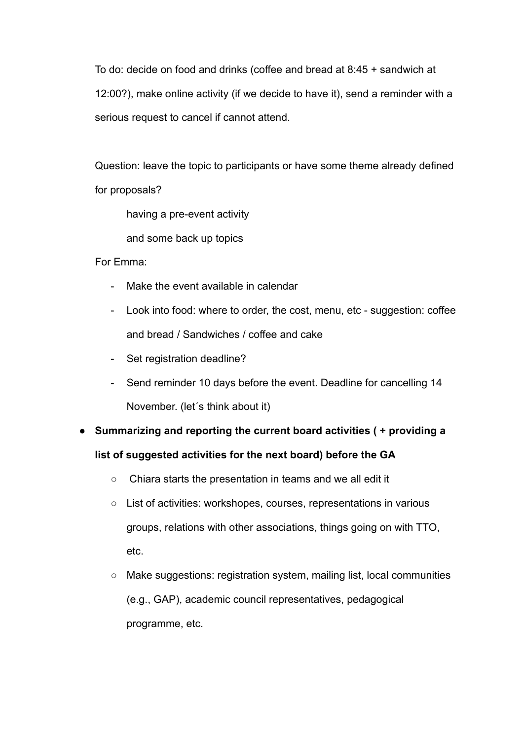To do: decide on food and drinks (coffee and bread at 8:45 + sandwich at 12:00?), make online activity (if we decide to have it), send a reminder with a serious request to cancel if cannot attend.

Question: leave the topic to participants or have some theme already defined for proposals?

having a pre-event activity

and some back up topics

For Emma:

- Make the event available in calendar
- Look into food: where to order, the cost, menu, etc - suggestion: coffee and bread / Sandwiches / coffee and cake
- Set registration deadline?
- Send reminder 10 days before the event. Deadline for cancelling 14 November. (let´s think about it)

- **Summarizing and reporting the current board activities ( + providing a list of suggested activities for the next board) before the GA**
    - Chiara starts the presentation in teams and we all edit it
    - List of activities: workshopes, courses, representations in various groups, relations with other associations, things going on with TTO, etc.
    - Make suggestions: registration system, mailing list, local communities (e.g., GAP), academic council representatives, pedagogical programme, etc.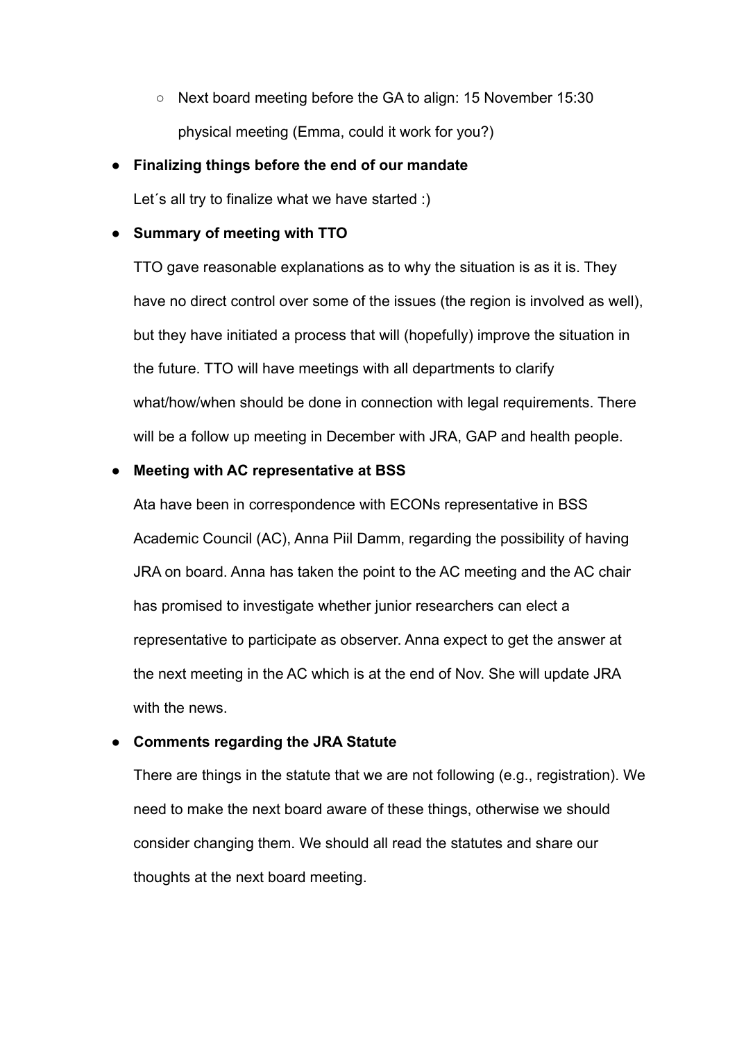- Next board meeting before the GA to align: 15 November 15:30 physical meeting (Emma, could it work for you?)

- **Finalizing things before the end of our mandate**

  Let´s all try to finalize what we have started :)

- **Summary of meeting with TTO**

  TTO gave reasonable explanations as to why the situation is as it is. They have no direct control over some of the issues (the region is involved as well), but they have initiated a process that will (hopefully) improve the situation in the future. TTO will have meetings with all departments to clarify what/how/when should be done in connection with legal requirements. There will be a follow up meeting in December with JRA, GAP and health people.

- **Meeting with AC representative at BSS**

  Ata have been in correspondence with ECONs representative in BSS Academic Council (AC), Anna Piil Damm, regarding the possibility of having JRA on board. Anna has taken the point to the AC meeting and the AC chair has promised to investigate whether junior researchers can elect a representative to participate as observer. Anna expect to get the answer at the next meeting in the AC which is at the end of Nov. She will update JRA with the news.

- **Comments regarding the JRA Statute**

  There are things in the statute that we are not following (e.g., registration). We need to make the next board aware of these things, otherwise we should consider changing them. We should all read the statutes and share our thoughts at the next board meeting.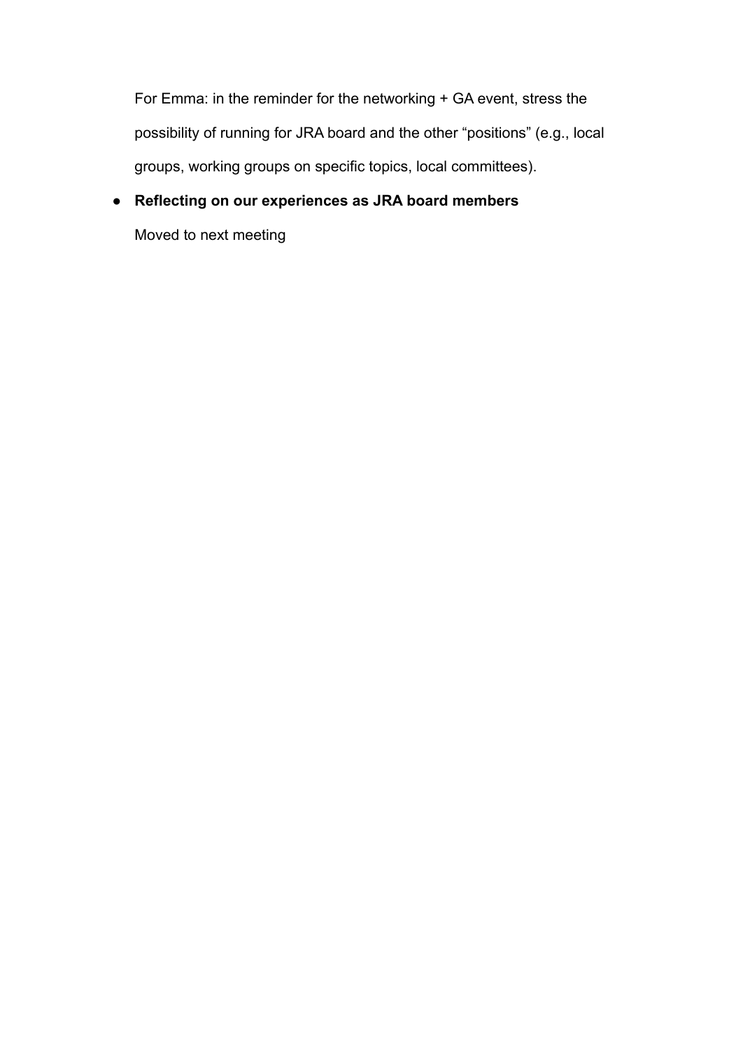For Emma: in the reminder for the networking + GA event, stress the possibility of running for JRA board and the other “positions” (e.g., local groups, working groups on specific topics, local committees).

- **Reflecting on our experiences as JRA board members**

  Moved to next meeting